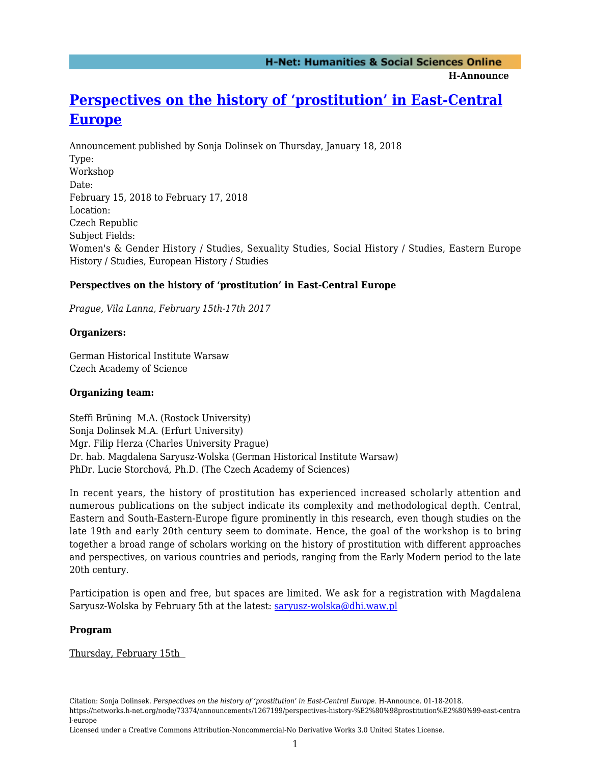# [Perspectives on the history of ‘prostitution’ in East-Central Europe](https://networks.h-net.org/node/73374/announcements/1267199/perspectives-history-%E2%80%98prostitution%E2%80%99-east-central-europe)

Announcement published by Sonja Dolinsek on Thursday, January 18, 2018

Type:
Workshop

Date:
February 15, 2018 to February 17, 2018

Location:
Czech Republic

Subject Fields:
Women's & Gender History / Studies, Sexuality Studies, Social History / Studies, Eastern Europe History / Studies, European History / Studies

**Perspectives on the history of ‘prostitution’ in East-Central Europe**

*Prague, Vila Lanna, February 15th-17th 2017*

**Organizers:**

German Historical Institute Warsaw
Czech Academy of Science

**Organizing team:**

Steffi Brüning M.A. (Rostock University)
Sonja Dolinsek M.A. (Erfurt University)
Mgr. Filip Herza (Charles University Prague)
Dr. hab. Magdalena Saryusz-Wolska (German Historical Institute Warsaw)
PhDr. Lucie Storchová, Ph.D. (The Czech Academy of Sciences)

In recent years, the history of prostitution has experienced increased scholarly attention and numerous publications on the subject indicate its complexity and methodological depth. Central, Eastern and South-Eastern-Europe figure prominently in this research, even though studies on the late 19th and early 20th century seem to dominate. Hence, the goal of the workshop is to bring together a broad range of scholars working on the history of prostitution with different approaches and perspectives, on various countries and periods, ranging from the Early Modern period to the late 20th century.

Participation is open and free, but spaces are limited. We ask for a registration with Magdalena Saryusz-Wolska by February 5th at the latest: [saryusz-wolska@dhi.waw.pl](mailto:saryusz-wolska@dhi.waw.pl)

**Program**

Thursday, February 15th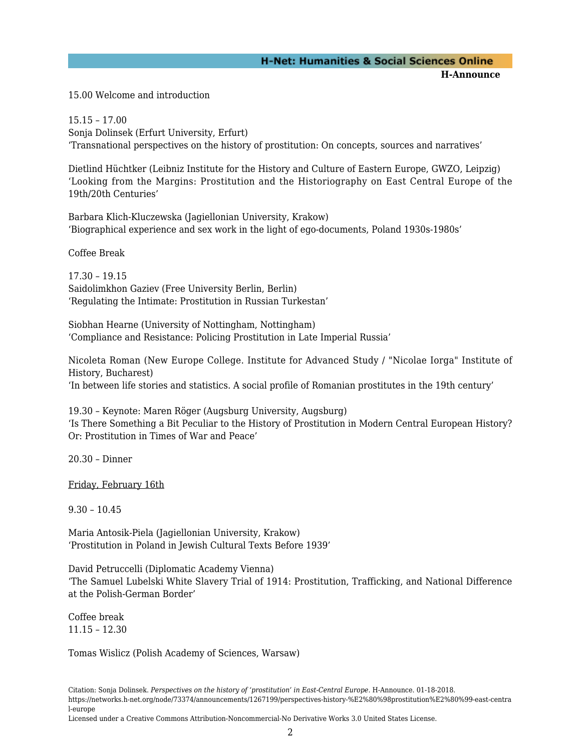15.00 Welcome and introduction

15.15 – 17.00
Sonja Dolinsek (Erfurt University, Erfurt)
‘Transnational perspectives on the history of prostitution: On concepts, sources and narratives’

Dietlind Hüchtker (Leibniz Institute for the History and Culture of Eastern Europe, GWZO, Leipzig)
‘Looking from the Margins: Prostitution and the Historiography on East Central Europe of the 19th/20th Centuries’

Barbara Klich-Kluczewska (Jagiellonian University, Krakow)
‘Biographical experience and sex work in the light of ego-documents, Poland 1930s-1980s’

Coffee Break

17.30 – 19.15
Saidolimkhon Gaziev (Free University Berlin, Berlin)
‘Regulating the Intimate: Prostitution in Russian Turkestan’

Siobhan Hearne (University of Nottingham, Nottingham)
‘Compliance and Resistance: Policing Prostitution in Late Imperial Russia’

Nicoleta Roman (New Europe College. Institute for Advanced Study / "Nicolae Iorga" Institute of History, Bucharest)
‘In between life stories and statistics. A social profile of Romanian prostitutes in the 19th century’

19.30 – Keynote: Maren Röger (Augsburg University, Augsburg)
‘Is There Something a Bit Peculiar to the History of Prostitution in Modern Central European History? Or: Prostitution in Times of War and Peace’

20.30 – Dinner

<u>Friday, February 16th</u>

9.30 – 10.45

Maria Antosik-Piela (Jagiellonian University, Krakow)
‘Prostitution in Poland in Jewish Cultural Texts Before 1939’

David Petruccelli (Diplomatic Academy Vienna)
‘The Samuel Lubelski White Slavery Trial of 1914: Prostitution, Trafficking, and National Difference at the Polish-German Border’

Coffee break
11.15 – 12.30

Tomas Wislicz (Polish Academy of Sciences, Warsaw)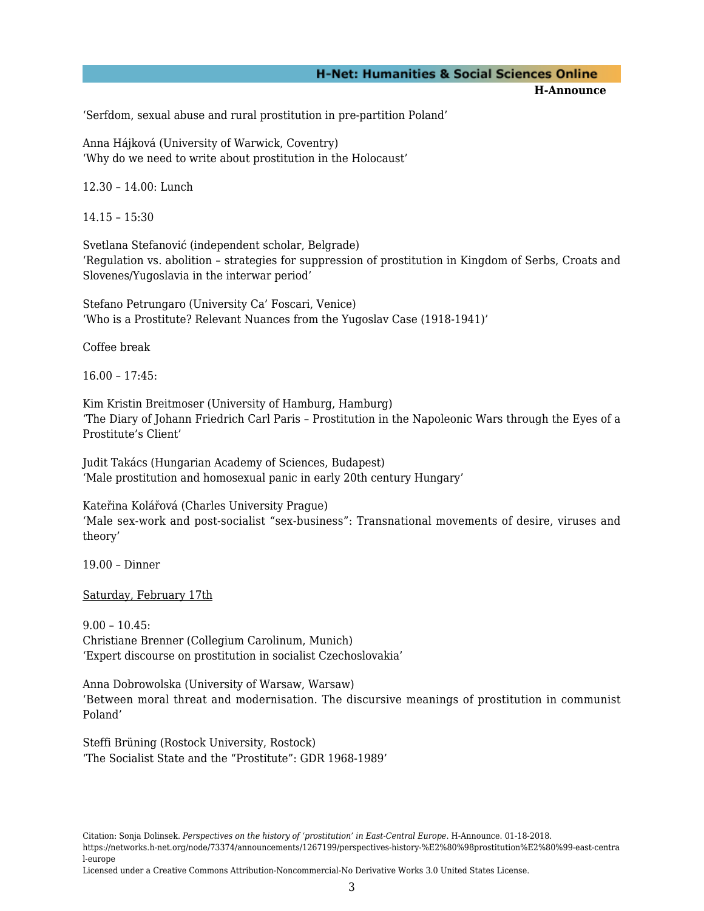‘Serfdom, sexual abuse and rural prostitution in pre-partition Poland’

Anna Hájková (University of Warwick, Coventry)
‘Why do we need to write about prostitution in the Holocaust’

12.30 – 14.00: Lunch

14.15 – 15:30

Svetlana Stefanović (independent scholar, Belgrade)
‘Regulation vs. abolition – strategies for suppression of prostitution in Kingdom of Serbs, Croats and Slovenes/Yugoslavia in the interwar period’

Stefano Petrungaro (University Ca’ Foscari, Venice)
‘Who is a Prostitute? Relevant Nuances from the Yugoslav Case (1918-1941)’

Coffee break

16.00 – 17:45:

Kim Kristin Breitmoser (University of Hamburg, Hamburg)
‘The Diary of Johann Friedrich Carl Paris – Prostitution in the Napoleonic Wars through the Eyes of a Prostitute’s Client’

Judit Takács (Hungarian Academy of Sciences, Budapest)
‘Male prostitution and homosexual panic in early 20th century Hungary’

Kateřina Kolářová (Charles University Prague)
‘Male sex-work and post-socialist “sex-business”: Transnational movements of desire, viruses and theory’

19.00 – Dinner

<u>Saturday, February 17th</u>

9.00 – 10.45:
Christiane Brenner (Collegium Carolinum, Munich)
‘Expert discourse on prostitution in socialist Czechoslovakia’

Anna Dobrowolska (University of Warsaw, Warsaw)
‘Between moral threat and modernisation. The discursive meanings of prostitution in communist Poland’

Steffi Brüning (Rostock University, Rostock)
‘The Socialist State and the “Prostitute”: GDR 1968-1989’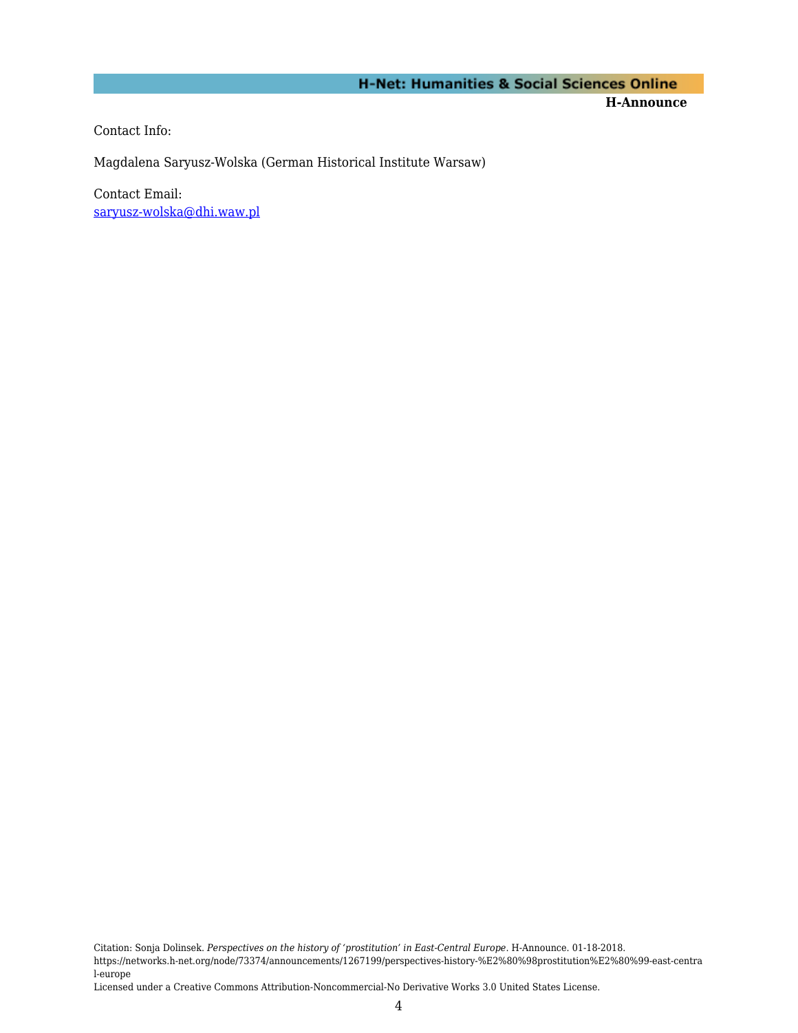Contact Info:

Magdalena Saryusz-Wolska (German Historical Institute Warsaw)

Contact Email:
saryusz-wolska@dhi.waw.pl